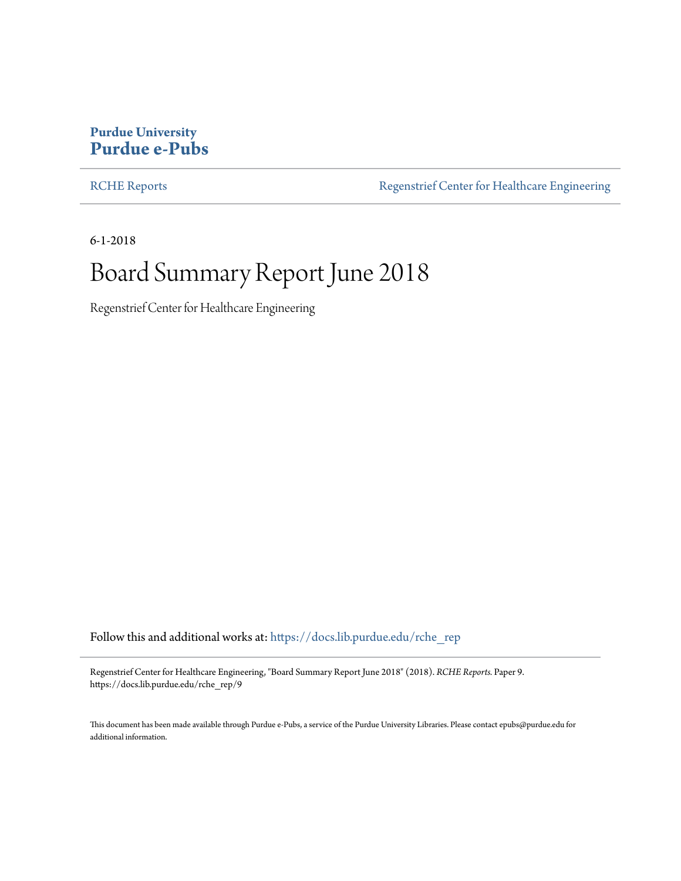**Purdue University**
**Purdue e-Pubs**

RCHE Reports | Regenstrief Center for Healthcare Engineering

6-1-2018

# Board Summary Report June 2018

Regenstrief Center for Healthcare Engineering

Follow this and additional works at: https://docs.lib.purdue.edu/rche_rep

Regenstrief Center for Healthcare Engineering, "Board Summary Report June 2018" (2018). *RCHE Reports.* Paper 9.
https://docs.lib.purdue.edu/rche_rep/9

This document has been made available through Purdue e-Pubs, a service of the Purdue University Libraries. Please contact epubs@purdue.edu for additional information.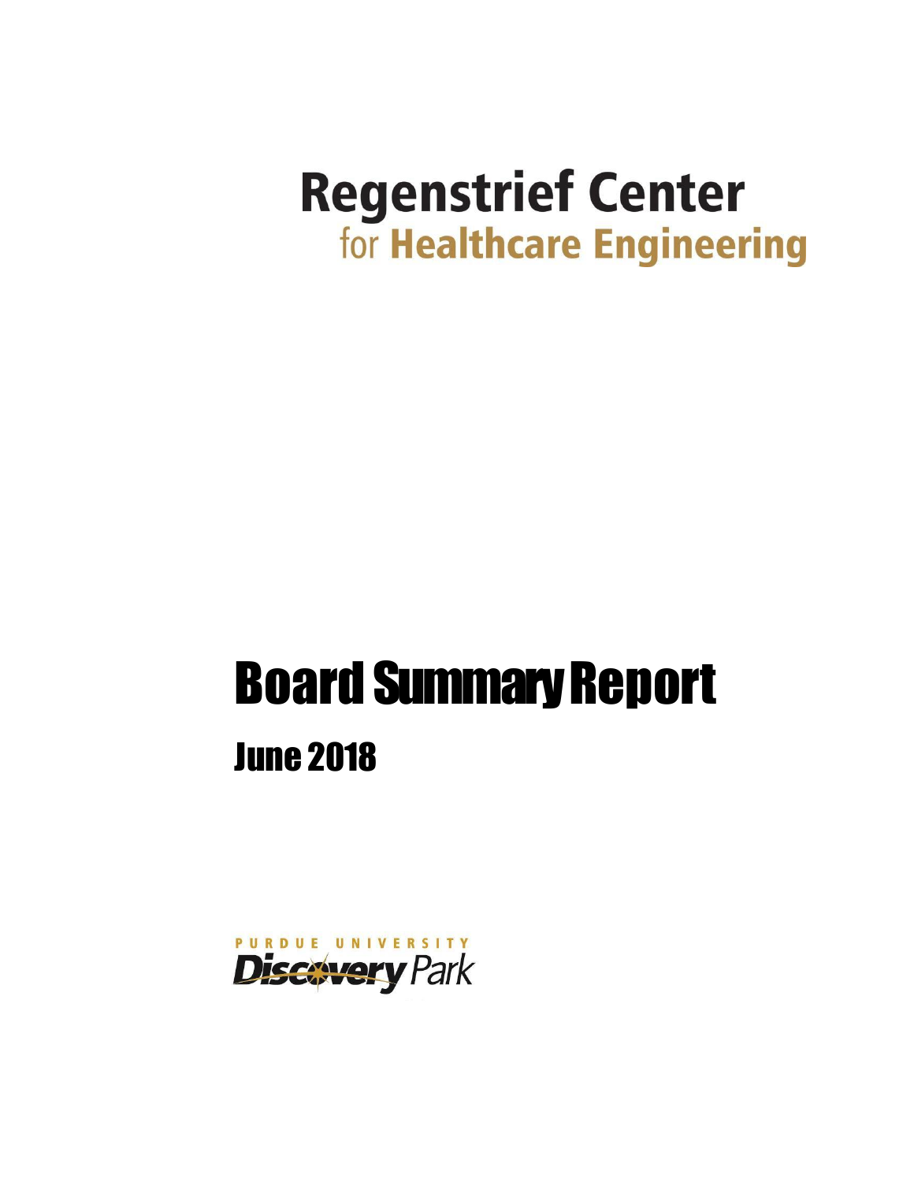# Regenstrief Center
## for Healthcare Engineering

# Board Summary Report

## June 2018

PURDUE UNIVERSITY
Discovery Park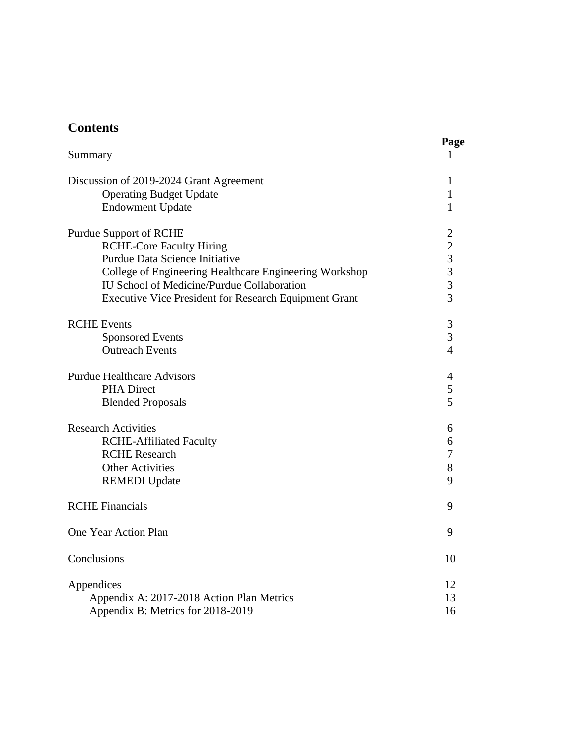## Contents

| | Page |
|---|---|
| Summary | 1 |
| | |
| Discussion of 2019-2024 Grant Agreement | 1 |
| Operating Budget Update | 1 |
| Endowment Update | 1 |
| | |
| Purdue Support of RCHE | 2 |
| RCHE-Core Faculty Hiring | 2 |
| Purdue Data Science Initiative | 3 |
| College of Engineering Healthcare Engineering Workshop | 3 |
| IU School of Medicine/Purdue Collaboration | 3 |
| Executive Vice President for Research Equipment Grant | 3 |
| | |
| RCHE Events | 3 |
| Sponsored Events | 3 |
| Outreach Events | 4 |
| | |
| Purdue Healthcare Advisors | 4 |
| PHA Direct | 5 |
| Blended Proposals | 5 |
| | |
| Research Activities | 6 |
| RCHE-Affiliated Faculty | 6 |
| RCHE Research | 7 |
| Other Activities | 8 |
| REMEDI Update | 9 |
| | |
| RCHE Financials | 9 |
| | |
| One Year Action Plan | 9 |
| | |
| Conclusions | 10 |
| | |
| Appendices | 12 |
| Appendix A: 2017-2018 Action Plan Metrics | 13 |
| Appendix B: Metrics for 2018-2019 | 16 |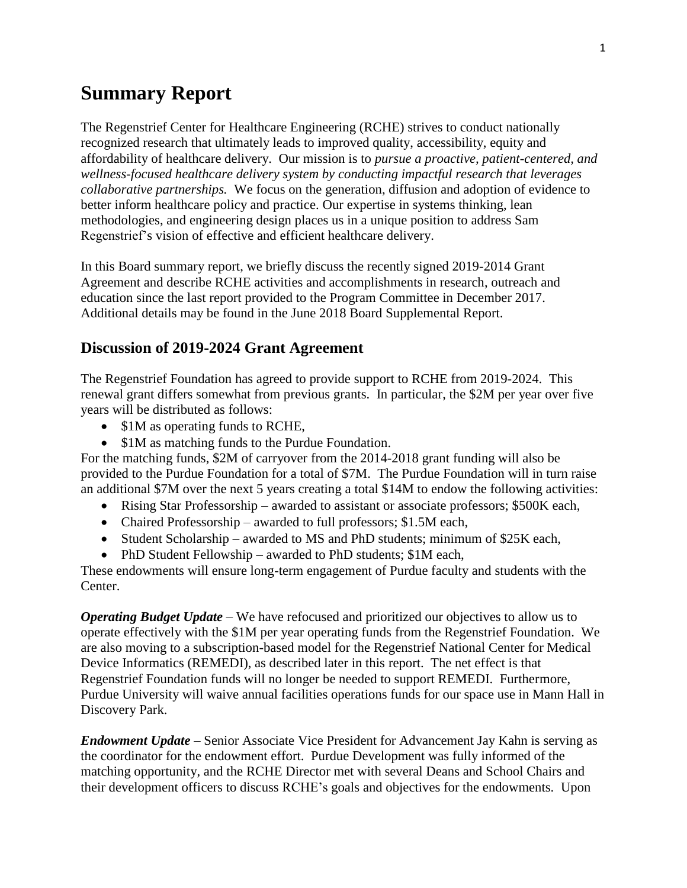# Summary Report

The Regenstrief Center for Healthcare Engineering (RCHE) strives to conduct nationally recognized research that ultimately leads to improved quality, accessibility, equity and affordability of healthcare delivery. Our mission is to *pursue a proactive, patient-centered, and wellness-focused healthcare delivery system by conducting impactful research that leverages collaborative partnerships.* We focus on the generation, diffusion and adoption of evidence to better inform healthcare policy and practice. Our expertise in systems thinking, lean methodologies, and engineering design places us in a unique position to address Sam Regenstrief's vision of effective and efficient healthcare delivery.

In this Board summary report, we briefly discuss the recently signed 2019-2014 Grant Agreement and describe RCHE activities and accomplishments in research, outreach and education since the last report provided to the Program Committee in December 2017. Additional details may be found in the June 2018 Board Supplemental Report.

## Discussion of 2019-2024 Grant Agreement

The Regenstrief Foundation has agreed to provide support to RCHE from 2019-2024. This renewal grant differs somewhat from previous grants. In particular, the $2M per year over five years will be distributed as follows:

- $1M as operating funds to RCHE,
- $1M as matching funds to the Purdue Foundation.

For the matching funds, $2M of carryover from the 2014-2018 grant funding will also be provided to the Purdue Foundation for a total of $7M. The Purdue Foundation will in turn raise an additional $7M over the next 5 years creating a total $14M to endow the following activities:

- Rising Star Professorship – awarded to assistant or associate professors; $500K each,
- Chaired Professorship – awarded to full professors; $1.5M each,
- Student Scholarship – awarded to MS and PhD students; minimum of $25K each,
- PhD Student Fellowship – awarded to PhD students; $1M each,

These endowments will ensure long-term engagement of Purdue faculty and students with the Center.

***Operating Budget Update*** – We have refocused and prioritized our objectives to allow us to operate effectively with the $1M per year operating funds from the Regenstrief Foundation. We are also moving to a subscription-based model for the Regenstrief National Center for Medical Device Informatics (REMEDI), as described later in this report. The net effect is that Regenstrief Foundation funds will no longer be needed to support REMEDI. Furthermore, Purdue University will waive annual facilities operations funds for our space use in Mann Hall in Discovery Park.

***Endowment Update*** – Senior Associate Vice President for Advancement Jay Kahn is serving as the coordinator for the endowment effort. Purdue Development was fully informed of the matching opportunity, and the RCHE Director met with several Deans and School Chairs and their development officers to discuss RCHE's goals and objectives for the endowments. Upon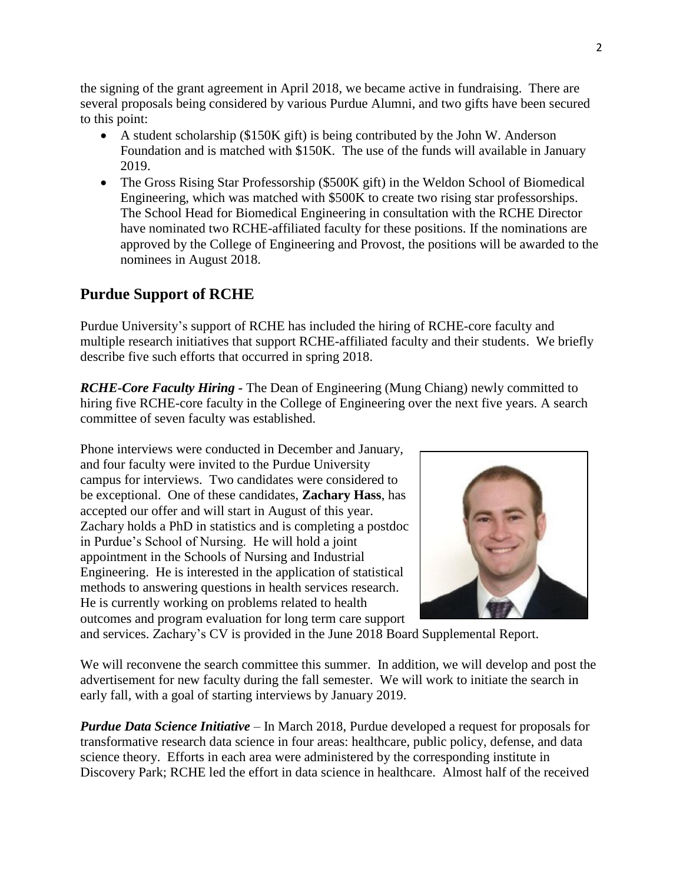the signing of the grant agreement in April 2018, we became active in fundraising. There are several proposals being considered by various Purdue Alumni, and two gifts have been secured to this point:

- A student scholarship ($150K gift) is being contributed by the John W. Anderson Foundation and is matched with $150K. The use of the funds will available in January 2019.
- The Gross Rising Star Professorship ($500K gift) in the Weldon School of Biomedical Engineering, which was matched with $500K to create two rising star professorships. The School Head for Biomedical Engineering in consultation with the RCHE Director have nominated two RCHE-affiliated faculty for these positions. If the nominations are approved by the College of Engineering and Provost, the positions will be awarded to the nominees in August 2018.

## Purdue Support of RCHE

Purdue University's support of RCHE has included the hiring of RCHE-core faculty and multiple research initiatives that support RCHE-affiliated faculty and their students. We briefly describe five such efforts that occurred in spring 2018.

***RCHE-Core Faculty Hiring*** - The Dean of Engineering (Mung Chiang) newly committed to hiring five RCHE-core faculty in the College of Engineering over the next five years. A search committee of seven faculty was established.

Phone interviews were conducted in December and January, and four faculty were invited to the Purdue University campus for interviews. Two candidates were considered to be exceptional. One of these candidates, **Zachary Hass**, has accepted our offer and will start in August of this year. Zachary holds a PhD in statistics and is completing a postdoc in Purdue's School of Nursing. He will hold a joint appointment in the Schools of Nursing and Industrial Engineering. He is interested in the application of statistical methods to answering questions in health services research. He is currently working on problems related to health outcomes and program evaluation for long term care support and services. Zachary's CV is provided in the June 2018 Board Supplemental Report.

We will reconvene the search committee this summer. In addition, we will develop and post the advertisement for new faculty during the fall semester. We will work to initiate the search in early fall, with a goal of starting interviews by January 2019.

***Purdue Data Science Initiative*** – In March 2018, Purdue developed a request for proposals for transformative research data science in four areas: healthcare, public policy, defense, and data science theory. Efforts in each area were administered by the corresponding institute in Discovery Park; RCHE led the effort in data science in healthcare. Almost half of the received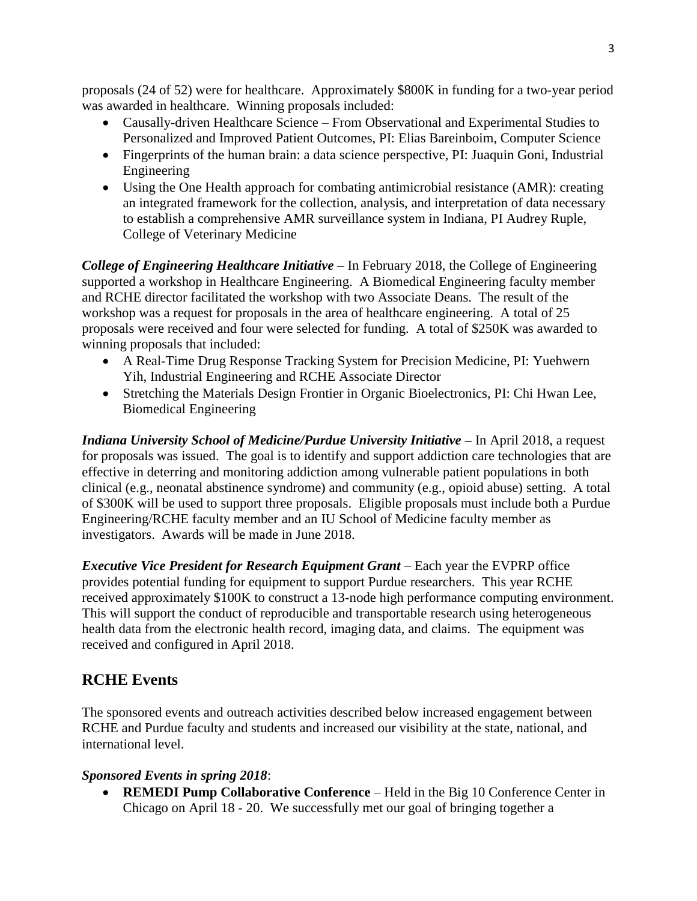proposals (24 of 52) were for healthcare. Approximately $800K in funding for a two-year period was awarded in healthcare. Winning proposals included:

- Causally-driven Healthcare Science – From Observational and Experimental Studies to Personalized and Improved Patient Outcomes, PI: Elias Bareinboim, Computer Science
- Fingerprints of the human brain: a data science perspective, PI: Juaquin Goni, Industrial Engineering
- Using the One Health approach for combating antimicrobial resistance (AMR): creating an integrated framework for the collection, analysis, and interpretation of data necessary to establish a comprehensive AMR surveillance system in Indiana, PI Audrey Ruple, College of Veterinary Medicine

***College of Engineering Healthcare Initiative*** – In February 2018, the College of Engineering supported a workshop in Healthcare Engineering. A Biomedical Engineering faculty member and RCHE director facilitated the workshop with two Associate Deans. The result of the workshop was a request for proposals in the area of healthcare engineering. A total of 25 proposals were received and four were selected for funding. A total of $250K was awarded to winning proposals that included:

- A Real-Time Drug Response Tracking System for Precision Medicine, PI: Yuehwern Yih, Industrial Engineering and RCHE Associate Director
- Stretching the Materials Design Frontier in Organic Bioelectronics, PI: Chi Hwan Lee, Biomedical Engineering

***Indiana University School of Medicine/Purdue University Initiative*** – In April 2018, a request for proposals was issued. The goal is to identify and support addiction care technologies that are effective in deterring and monitoring addiction among vulnerable patient populations in both clinical (e.g., neonatal abstinence syndrome) and community (e.g., opioid abuse) setting. A total of $300K will be used to support three proposals. Eligible proposals must include both a Purdue Engineering/RCHE faculty member and an IU School of Medicine faculty member as investigators. Awards will be made in June 2018.

***Executive Vice President for Research Equipment Grant*** – Each year the EVPRP office provides potential funding for equipment to support Purdue researchers. This year RCHE received approximately $100K to construct a 13-node high performance computing environment. This will support the conduct of reproducible and transportable research using heterogeneous health data from the electronic health record, imaging data, and claims. The equipment was received and configured in April 2018.

## RCHE Events

The sponsored events and outreach activities described below increased engagement between RCHE and Purdue faculty and students and increased our visibility at the state, national, and international level.

***Sponsored Events in spring 2018***:

- **REMEDI Pump Collaborative Conference** – Held in the Big 10 Conference Center in Chicago on April 18 - 20. We successfully met our goal of bringing together a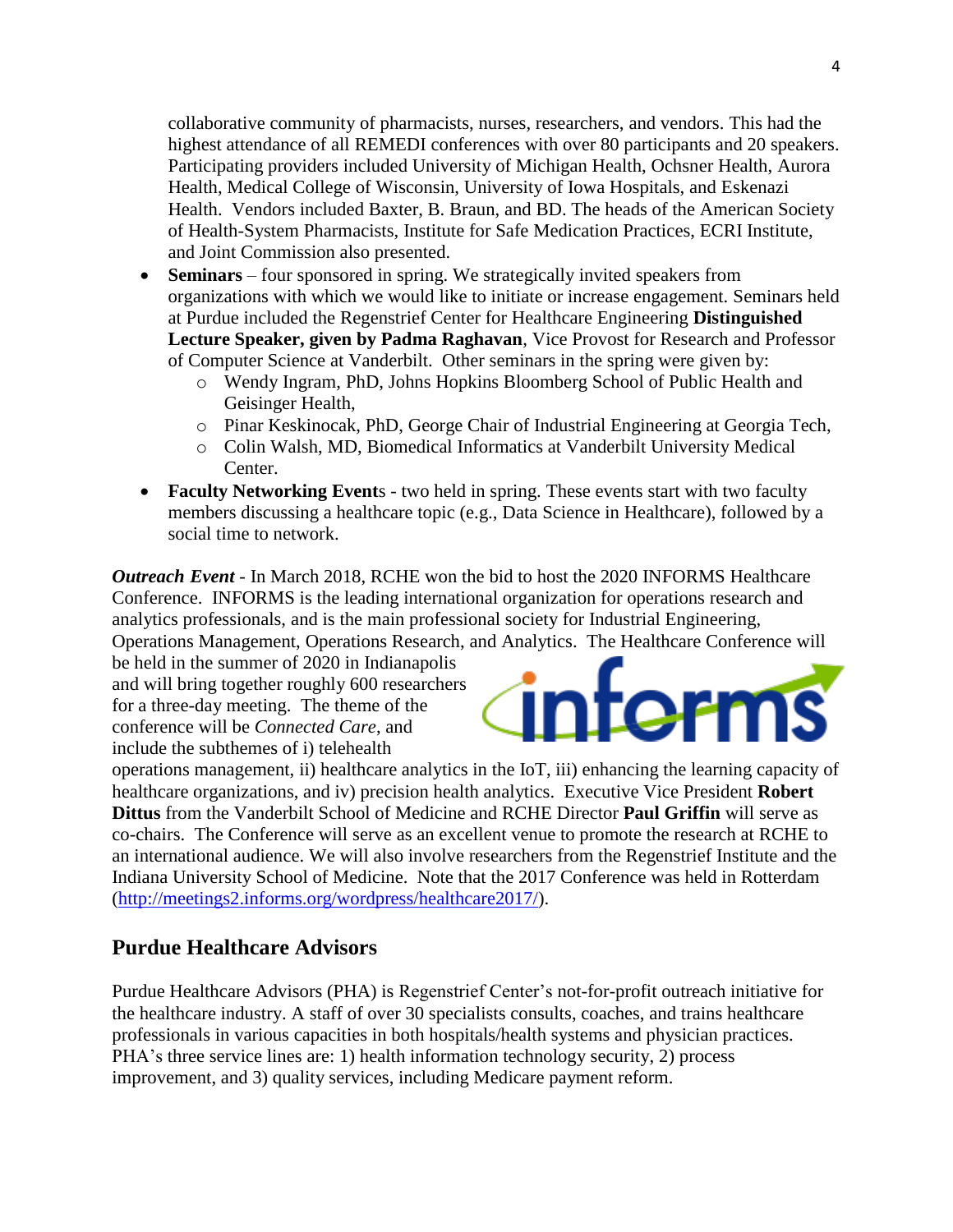collaborative community of pharmacists, nurses, researchers, and vendors. This had the highest attendance of all REMEDI conferences with over 80 participants and 20 speakers. Participating providers included University of Michigan Health, Ochsner Health, Aurora Health, Medical College of Wisconsin, University of Iowa Hospitals, and Eskenazi Health. Vendors included Baxter, B. Braun, and BD. The heads of the American Society of Health-System Pharmacists, Institute for Safe Medication Practices, ECRI Institute, and Joint Commission also presented.

- **Seminars** – four sponsored in spring. We strategically invited speakers from organizations with which we would like to initiate or increase engagement. Seminars held at Purdue included the Regenstrief Center for Healthcare Engineering **Distinguished Lecture Speaker, given by Padma Raghavan**, Vice Provost for Research and Professor of Computer Science at Vanderbilt. Other seminars in the spring were given by:
  - Wendy Ingram, PhD, Johns Hopkins Bloomberg School of Public Health and Geisinger Health,
  - Pinar Keskinocak, PhD, George Chair of Industrial Engineering at Georgia Tech,
  - Colin Walsh, MD, Biomedical Informatics at Vanderbilt University Medical Center.
- **Faculty Networking Event**s - two held in spring. These events start with two faculty members discussing a healthcare topic (e.g., Data Science in Healthcare), followed by a social time to network.

***Outreach Event*** - In March 2018, RCHE won the bid to host the 2020 INFORMS Healthcare Conference. INFORMS is the leading international organization for operations research and analytics professionals, and is the main professional society for Industrial Engineering, Operations Management, Operations Research, and Analytics. The Healthcare Conference will be held in the summer of 2020 in Indianapolis and will bring together roughly 600 researchers for a three-day meeting. The theme of the conference will be *Connected Care*, and include the subthemes of i) telehealth operations management, ii) healthcare analytics in the IoT, iii) enhancing the learning capacity of healthcare organizations, and iv) precision health analytics. Executive Vice President **Robert Dittus** from the Vanderbilt School of Medicine and RCHE Director **Paul Griffin** will serve as co-chairs. The Conference will serve as an excellent venue to promote the research at RCHE to an international audience. We will also involve researchers from the Regenstrief Institute and the Indiana University School of Medicine. Note that the 2017 Conference was held in Rotterdam (http://meetings2.informs.org/wordpress/healthcare2017/).

## Purdue Healthcare Advisors

Purdue Healthcare Advisors (PHA) is Regenstrief Center's not-for-profit outreach initiative for the healthcare industry. A staff of over 30 specialists consults, coaches, and trains healthcare professionals in various capacities in both hospitals/health systems and physician practices. PHA's three service lines are: 1) health information technology security, 2) process improvement, and 3) quality services, including Medicare payment reform.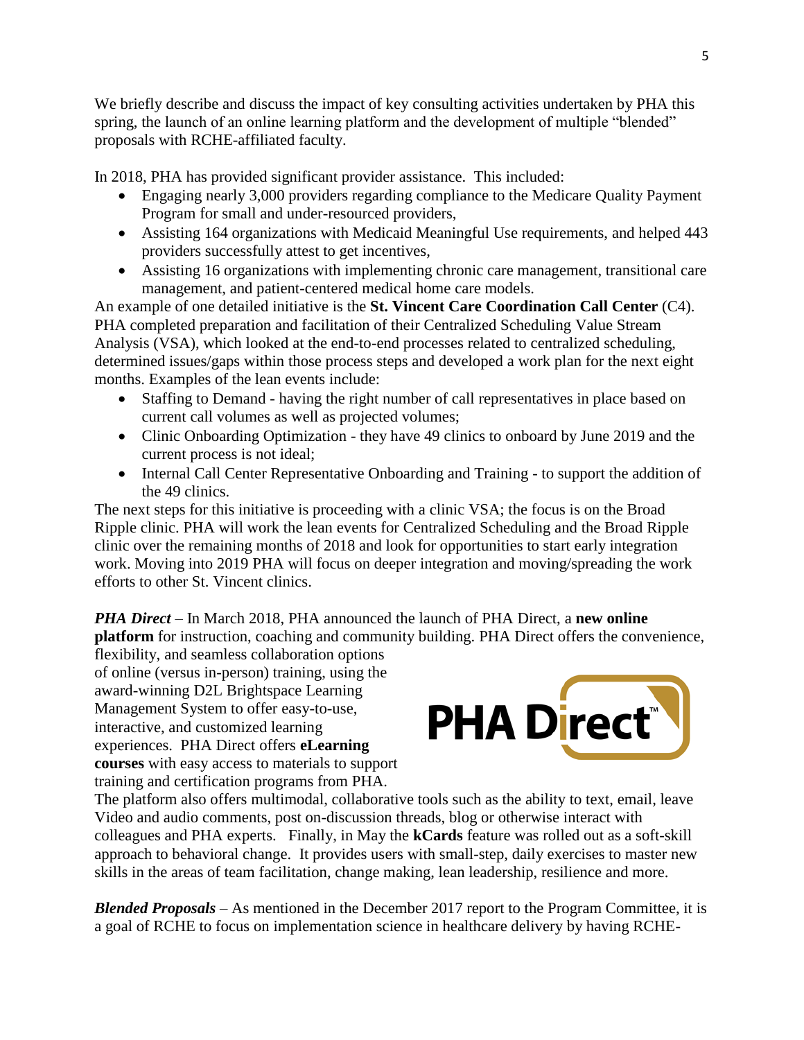We briefly describe and discuss the impact of key consulting activities undertaken by PHA this spring, the launch of an online learning platform and the development of multiple "blended" proposals with RCHE-affiliated faculty.

In 2018, PHA has provided significant provider assistance. This included:

- Engaging nearly 3,000 providers regarding compliance to the Medicare Quality Payment Program for small and under-resourced providers,
- Assisting 164 organizations with Medicaid Meaningful Use requirements, and helped 443 providers successfully attest to get incentives,
- Assisting 16 organizations with implementing chronic care management, transitional care management, and patient-centered medical home care models.

An example of one detailed initiative is the **St. Vincent Care Coordination Call Center** (C4). PHA completed preparation and facilitation of their Centralized Scheduling Value Stream Analysis (VSA), which looked at the end-to-end processes related to centralized scheduling, determined issues/gaps within those process steps and developed a work plan for the next eight months. Examples of the lean events include:

- Staffing to Demand - having the right number of call representatives in place based on current call volumes as well as projected volumes;
- Clinic Onboarding Optimization - they have 49 clinics to onboard by June 2019 and the current process is not ideal;
- Internal Call Center Representative Onboarding and Training - to support the addition of the 49 clinics.

The next steps for this initiative is proceeding with a clinic VSA; the focus is on the Broad Ripple clinic. PHA will work the lean events for Centralized Scheduling and the Broad Ripple clinic over the remaining months of 2018 and look for opportunities to start early integration work. Moving into 2019 PHA will focus on deeper integration and moving/spreading the work efforts to other St. Vincent clinics.

***PHA Direct*** – In March 2018, PHA announced the launch of PHA Direct, a **new online platform** for instruction, coaching and community building. PHA Direct offers the convenience, flexibility, and seamless collaboration options of online (versus in-person) training, using the award-winning D2L Brightspace Learning Management System to offer easy-to-use, interactive, and customized learning experiences. PHA Direct offers **eLearning courses** with easy access to materials to support training and certification programs from PHA. The platform also offers multimodal, collaborative tools such as the ability to text, email, leave Video and audio comments, post on-discussion threads, blog or otherwise interact with colleagues and PHA experts. Finally, in May the **kCards** feature was rolled out as a soft-skill approach to behavioral change. It provides users with small-step, daily exercises to master new skills in the areas of team facilitation, change making, lean leadership, resilience and more.

***Blended Proposals*** – As mentioned in the December 2017 report to the Program Committee, it is a goal of RCHE to focus on implementation science in healthcare delivery by having RCHE-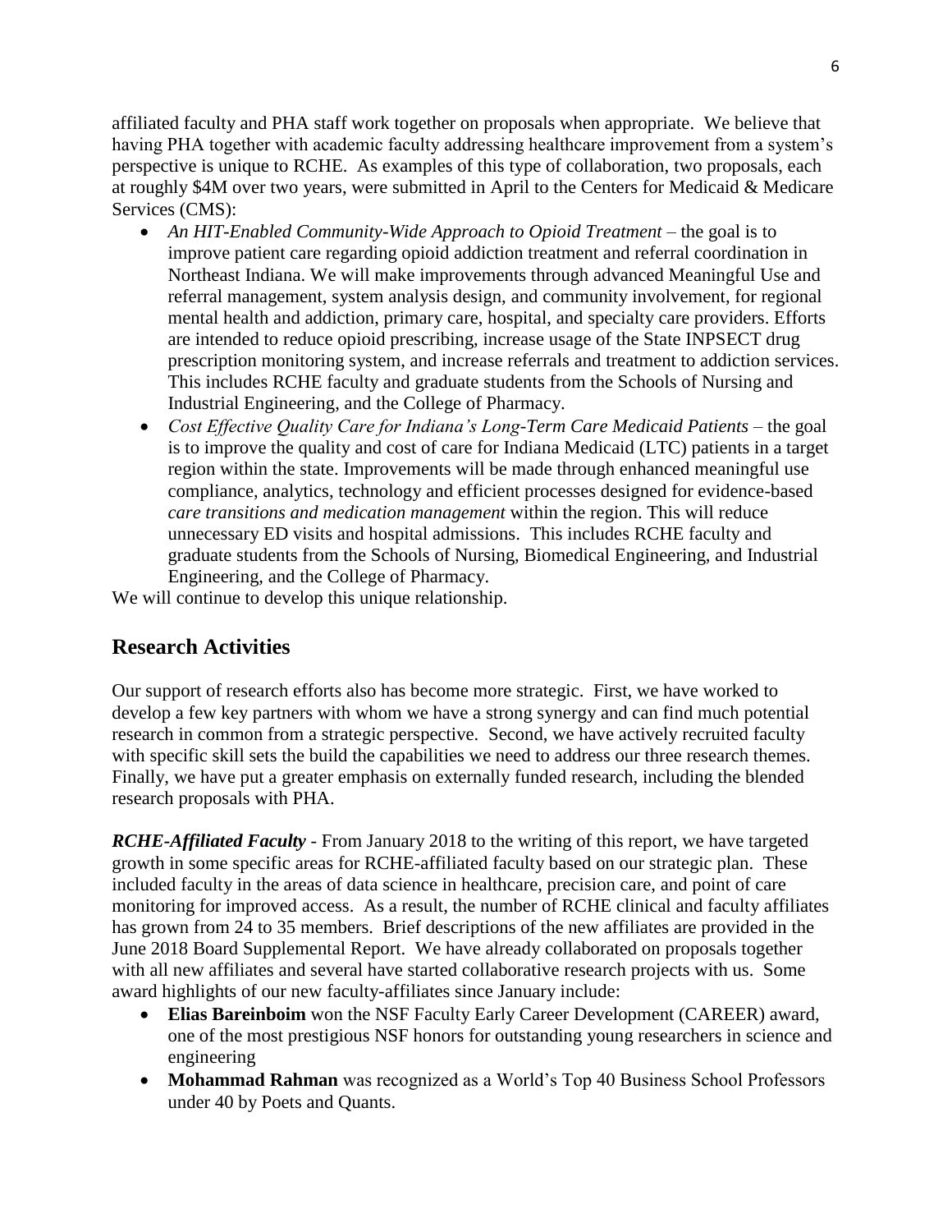affiliated faculty and PHA staff work together on proposals when appropriate. We believe that having PHA together with academic faculty addressing healthcare improvement from a system's perspective is unique to RCHE. As examples of this type of collaboration, two proposals, each at roughly $4M over two years, were submitted in April to the Centers for Medicaid & Medicare Services (CMS):

- *An HIT-Enabled Community-Wide Approach to Opioid Treatment* – the goal is to improve patient care regarding opioid addiction treatment and referral coordination in Northeast Indiana. We will make improvements through advanced Meaningful Use and referral management, system analysis design, and community involvement, for regional mental health and addiction, primary care, hospital, and specialty care providers. Efforts are intended to reduce opioid prescribing, increase usage of the State INPSECT drug prescription monitoring system, and increase referrals and treatment to addiction services. This includes RCHE faculty and graduate students from the Schools of Nursing and Industrial Engineering, and the College of Pharmacy.
- *Cost Effective Quality Care for Indiana's Long-Term Care Medicaid Patients* – the goal is to improve the quality and cost of care for Indiana Medicaid (LTC) patients in a target region within the state. Improvements will be made through enhanced meaningful use compliance, analytics, technology and efficient processes designed for evidence-based *care transitions and medication management* within the region. This will reduce unnecessary ED visits and hospital admissions. This includes RCHE faculty and graduate students from the Schools of Nursing, Biomedical Engineering, and Industrial Engineering, and the College of Pharmacy.

We will continue to develop this unique relationship.

## Research Activities

Our support of research efforts also has become more strategic. First, we have worked to develop a few key partners with whom we have a strong synergy and can find much potential research in common from a strategic perspective. Second, we have actively recruited faculty with specific skill sets the build the capabilities we need to address our three research themes. Finally, we have put a greater emphasis on externally funded research, including the blended research proposals with PHA.

***RCHE-Affiliated Faculty*** - From January 2018 to the writing of this report, we have targeted growth in some specific areas for RCHE-affiliated faculty based on our strategic plan. These included faculty in the areas of data science in healthcare, precision care, and point of care monitoring for improved access. As a result, the number of RCHE clinical and faculty affiliates has grown from 24 to 35 members. Brief descriptions of the new affiliates are provided in the June 2018 Board Supplemental Report. We have already collaborated on proposals together with all new affiliates and several have started collaborative research projects with us. Some award highlights of our new faculty-affiliates since January include:

- **Elias Bareinboim** won the NSF Faculty Early Career Development (CAREER) award, one of the most prestigious NSF honors for outstanding young researchers in science and engineering
- **Mohammad Rahman** was recognized as a World's Top 40 Business School Professors under 40 by Poets and Quants.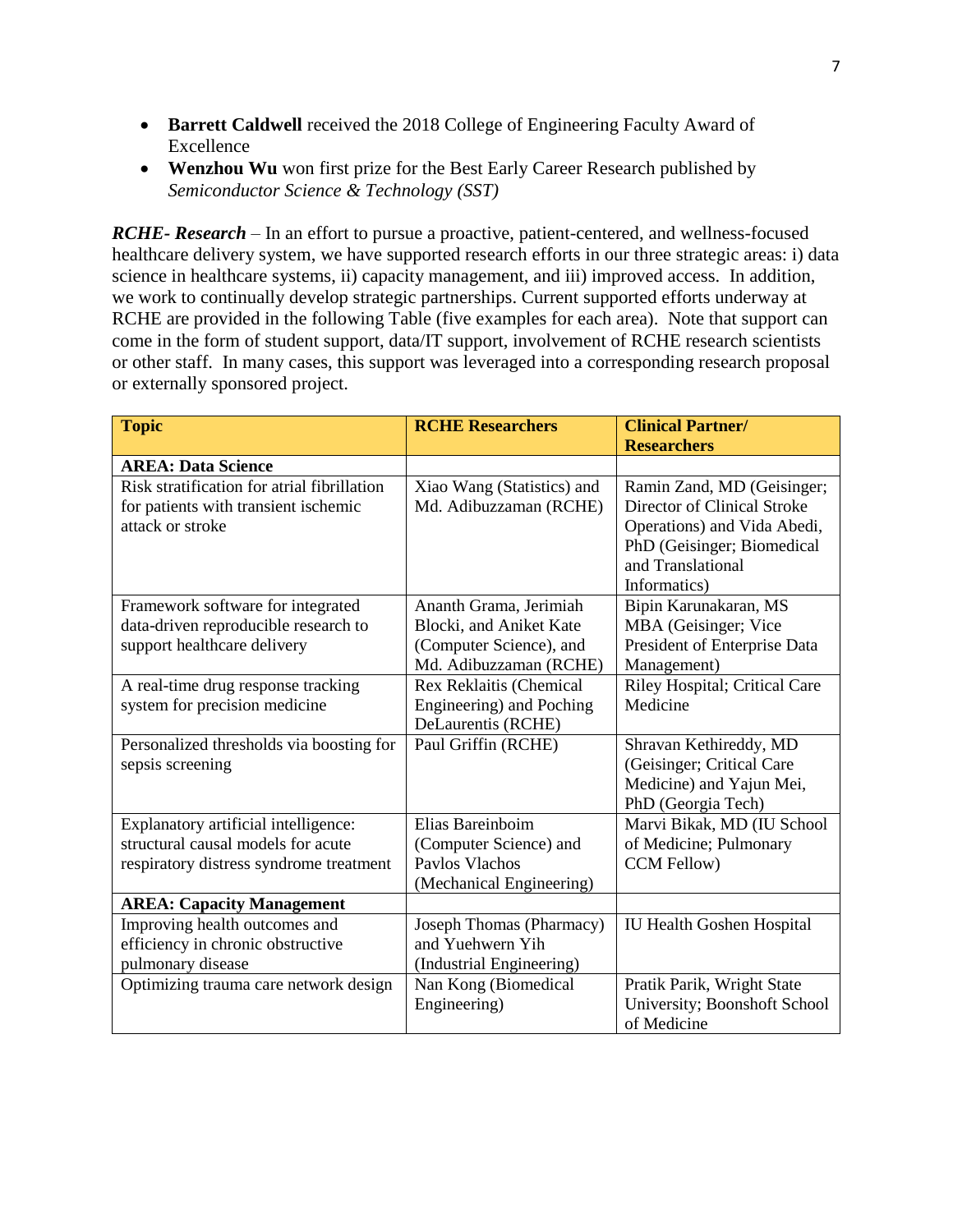- **Barrett Caldwell** received the 2018 College of Engineering Faculty Award of Excellence
- **Wenzhou Wu** won first prize for the Best Early Career Research published by *Semiconductor Science & Technology (SST)*

***RCHE- Research*** – In an effort to pursue a proactive, patient-centered, and wellness-focused healthcare delivery system, we have supported research efforts in our three strategic areas: i) data science in healthcare systems, ii) capacity management, and iii) improved access. In addition, we work to continually develop strategic partnerships. Current supported efforts underway at RCHE are provided in the following Table (five examples for each area). Note that support can come in the form of student support, data/IT support, involvement of RCHE research scientists or other staff. In many cases, this support was leveraged into a corresponding research proposal or externally sponsored project.

| **Topic** | **RCHE Researchers** | **Clinical Partner/ Researchers** |
|---|---|---|
| **AREA: Data Science** | | |
| Risk stratification for atrial fibrillation for patients with transient ischemic attack or stroke | Xiao Wang (Statistics) and Md. Adibuzzaman (RCHE) | Ramin Zand, MD (Geisinger; Director of Clinical Stroke Operations) and Vida Abedi, PhD (Geisinger; Biomedical and Translational Informatics) |
| Framework software for integrated data-driven reproducible research to support healthcare delivery | Ananth Grama, Jerimiah Blocki, and Aniket Kate (Computer Science), and Md. Adibuzzaman (RCHE) | Bipin Karunakaran, MS MBA (Geisinger; Vice President of Enterprise Data Management) |
| A real-time drug response tracking system for precision medicine | Rex Reklaitis (Chemical Engineering) and Poching DeLaurentis (RCHE) | Riley Hospital; Critical Care Medicine |
| Personalized thresholds via boosting for sepsis screening | Paul Griffin (RCHE) | Shravan Kethireddy, MD (Geisinger; Critical Care Medicine) and Yajun Mei, PhD (Georgia Tech) |
| Explanatory artificial intelligence: structural causal models for acute respiratory distress syndrome treatment | Elias Bareinboim (Computer Science) and Pavlos Vlachos (Mechanical Engineering) | Marvi Bikak, MD (IU School of Medicine; Pulmonary CCM Fellow) |
| **AREA: Capacity Management** | | |
| Improving health outcomes and efficiency in chronic obstructive pulmonary disease | Joseph Thomas (Pharmacy) and Yuehwern Yih (Industrial Engineering) | IU Health Goshen Hospital |
| Optimizing trauma care network design | Nan Kong (Biomedical Engineering) | Pratik Parik, Wright State University; Boonshoft School of Medicine |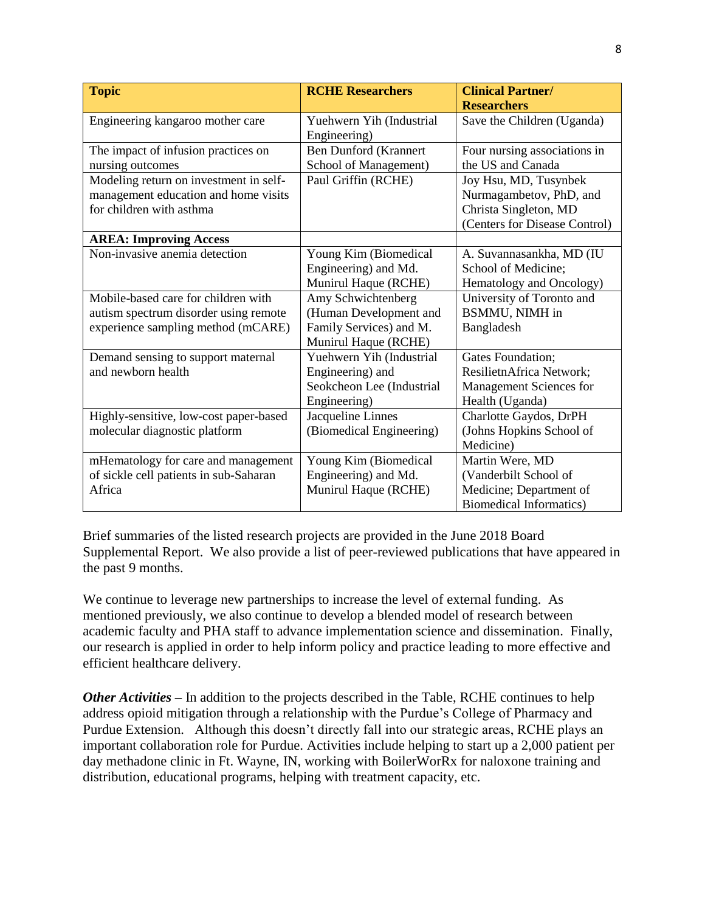| **Topic** | **RCHE Researchers** | **Clinical Partner/ Researchers** |
|---|---|---|
| Engineering kangaroo mother care | Yuehwern Yih (Industrial Engineering) | Save the Children (Uganda) |
| The impact of infusion practices on nursing outcomes | Ben Dunford (Krannert School of Management) | Four nursing associations in the US and Canada |
| Modeling return on investment in self-management education and home visits for children with asthma | Paul Griffin (RCHE) | Joy Hsu, MD, Tusynbek Nurmagambetov, PhD, and Christa Singleton, MD (Centers for Disease Control) |
| **AREA: Improving Access** | | |
| Non-invasive anemia detection | Young Kim (Biomedical Engineering) and Md. Munirul Haque (RCHE) | A. Suvannasankha, MD (IU School of Medicine; Hematology and Oncology) |
| Mobile-based care for children with autism spectrum disorder using remote experience sampling method (mCARE) | Amy Schwichtenberg (Human Development and Family Services) and M. Munirul Haque (RCHE) | University of Toronto and BSMMU, NIMH in Bangladesh |
| Demand sensing to support maternal and newborn health | Yuehwern Yih (Industrial Engineering) and Seokcheon Lee (Industrial Engineering) | Gates Foundation; ResilietnAfrica Network; Management Sciences for Health (Uganda) |
| Highly-sensitive, low-cost paper-based molecular diagnostic platform | Jacqueline Linnes (Biomedical Engineering) | Charlotte Gaydos, DrPH (Johns Hopkins School of Medicine) |
| mHematology for care and management of sickle cell patients in sub-Saharan Africa | Young Kim (Biomedical Engineering) and Md. Munirul Haque (RCHE) | Martin Were, MD (Vanderbilt School of Medicine; Department of Biomedical Informatics) |

Brief summaries of the listed research projects are provided in the June 2018 Board Supplemental Report. We also provide a list of peer-reviewed publications that have appeared in the past 9 months.

We continue to leverage new partnerships to increase the level of external funding. As mentioned previously, we also continue to develop a blended model of research between academic faculty and PHA staff to advance implementation science and dissemination. Finally, our research is applied in order to help inform policy and practice leading to more effective and efficient healthcare delivery.

***Other Activities*** – In addition to the projects described in the Table, RCHE continues to help address opioid mitigation through a relationship with the Purdue's College of Pharmacy and Purdue Extension. Although this doesn't directly fall into our strategic areas, RCHE plays an important collaboration role for Purdue. Activities include helping to start up a 2,000 patient per day methadone clinic in Ft. Wayne, IN, working with BoilerWorRx for naloxone training and distribution, educational programs, helping with treatment capacity, etc.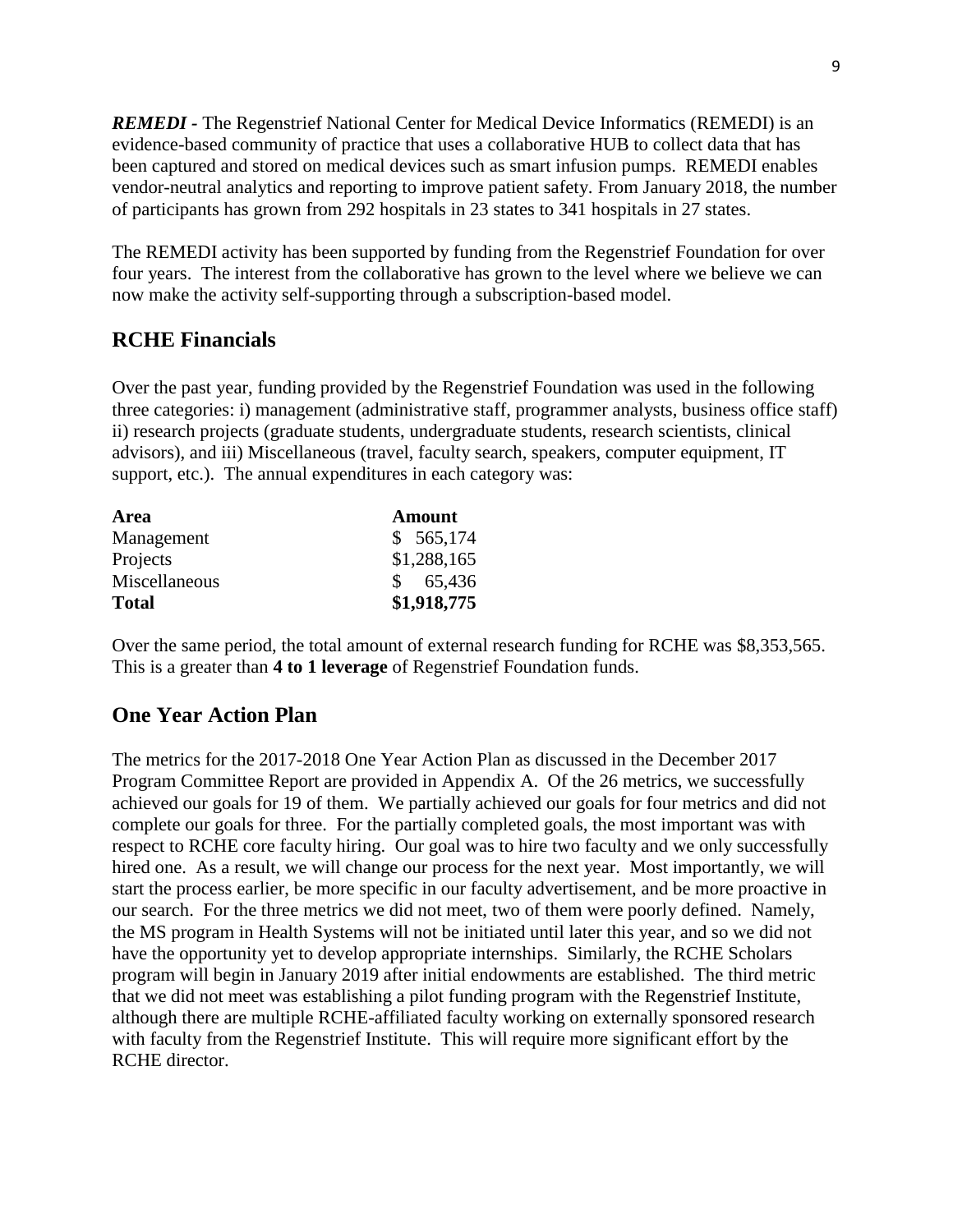***REMEDI*** **-** The Regenstrief National Center for Medical Device Informatics (REMEDI) is an evidence-based community of practice that uses a collaborative HUB to collect data that has been captured and stored on medical devices such as smart infusion pumps. REMEDI enables vendor-neutral analytics and reporting to improve patient safety. From January 2018, the number of participants has grown from 292 hospitals in 23 states to 341 hospitals in 27 states.

The REMEDI activity has been supported by funding from the Regenstrief Foundation for over four years. The interest from the collaborative has grown to the level where we believe we can now make the activity self-supporting through a subscription-based model.

## RCHE Financials

Over the past year, funding provided by the Regenstrief Foundation was used in the following three categories: i) management (administrative staff, programmer analysts, business office staff) ii) research projects (graduate students, undergraduate students, research scientists, clinical advisors), and iii) Miscellaneous (travel, faculty search, speakers, computer equipment, IT support, etc.). The annual expenditures in each category was:

| Area | Amount |
|---|---|
| Management | $ 565,174 |
| Projects | $1,288,165 |
| Miscellaneous | $ 65,436 |
| **Total** | **$1,918,775** |

Over the same period, the total amount of external research funding for RCHE was $8,353,565. This is a greater than **4 to 1 leverage** of Regenstrief Foundation funds.

## One Year Action Plan

The metrics for the 2017-2018 One Year Action Plan as discussed in the December 2017 Program Committee Report are provided in Appendix A. Of the 26 metrics, we successfully achieved our goals for 19 of them. We partially achieved our goals for four metrics and did not complete our goals for three. For the partially completed goals, the most important was with respect to RCHE core faculty hiring. Our goal was to hire two faculty and we only successfully hired one. As a result, we will change our process for the next year. Most importantly, we will start the process earlier, be more specific in our faculty advertisement, and be more proactive in our search. For the three metrics we did not meet, two of them were poorly defined. Namely, the MS program in Health Systems will not be initiated until later this year, and so we did not have the opportunity yet to develop appropriate internships. Similarly, the RCHE Scholars program will begin in January 2019 after initial endowments are established. The third metric that we did not meet was establishing a pilot funding program with the Regenstrief Institute, although there are multiple RCHE-affiliated faculty working on externally sponsored research with faculty from the Regenstrief Institute. This will require more significant effort by the RCHE director.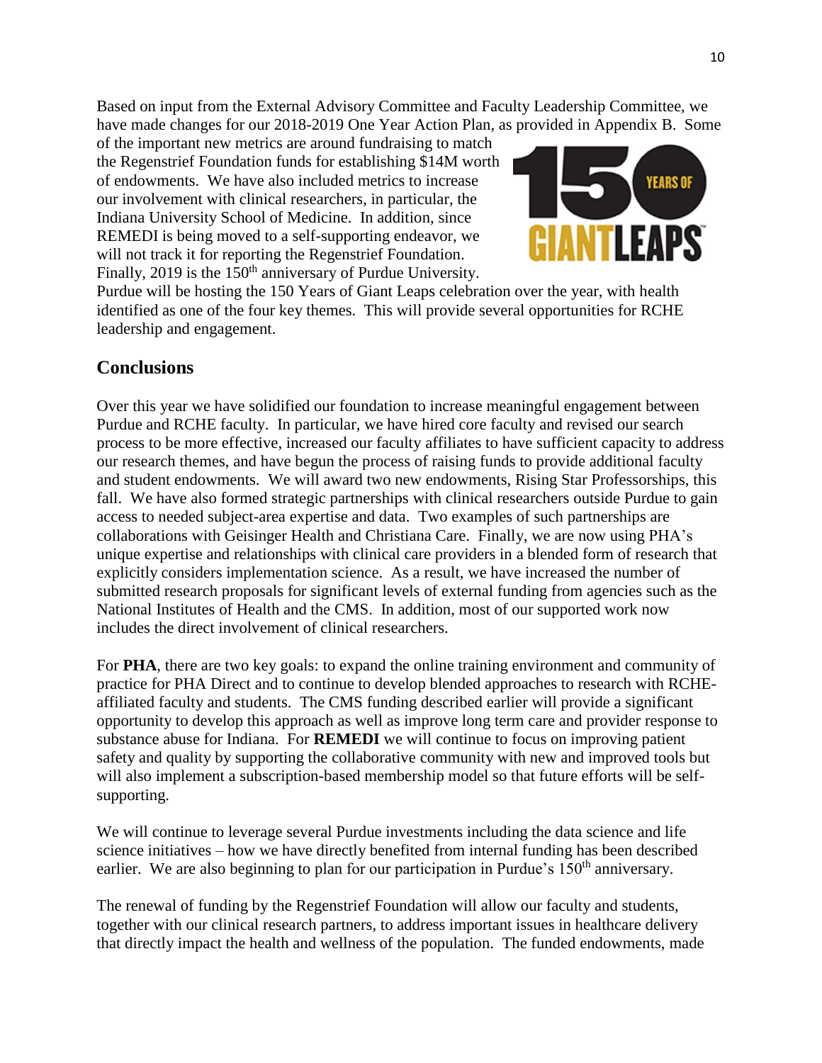Based on input from the External Advisory Committee and Faculty Leadership Committee, we have made changes for our 2018-2019 One Year Action Plan, as provided in Appendix B. Some of the important new metrics are around fundraising to match the Regenstrief Foundation funds for establishing $14M worth of endowments. We have also included metrics to increase our involvement with clinical researchers, in particular, the Indiana University School of Medicine. In addition, since REMEDI is being moved to a self-supporting endeavor, we will not track it for reporting the Regenstrief Foundation. Finally, 2019 is the 150th anniversary of Purdue University. Purdue will be hosting the 150 Years of Giant Leaps celebration over the year, with health identified as one of the four key themes. This will provide several opportunities for RCHE leadership and engagement.

## Conclusions

Over this year we have solidified our foundation to increase meaningful engagement between Purdue and RCHE faculty. In particular, we have hired core faculty and revised our search process to be more effective, increased our faculty affiliates to have sufficient capacity to address our research themes, and have begun the process of raising funds to provide additional faculty and student endowments. We will award two new endowments, Rising Star Professorships, this fall. We have also formed strategic partnerships with clinical researchers outside Purdue to gain access to needed subject-area expertise and data. Two examples of such partnerships are collaborations with Geisinger Health and Christiana Care. Finally, we are now using PHA's unique expertise and relationships with clinical care providers in a blended form of research that explicitly considers implementation science. As a result, we have increased the number of submitted research proposals for significant levels of external funding from agencies such as the National Institutes of Health and the CMS. In addition, most of our supported work now includes the direct involvement of clinical researchers.

For **PHA**, there are two key goals: to expand the online training environment and community of practice for PHA Direct and to continue to develop blended approaches to research with RCHE-affiliated faculty and students. The CMS funding described earlier will provide a significant opportunity to develop this approach as well as improve long term care and provider response to substance abuse for Indiana. For **REMEDI** we will continue to focus on improving patient safety and quality by supporting the collaborative community with new and improved tools but will also implement a subscription-based membership model so that future efforts will be self-supporting.

We will continue to leverage several Purdue investments including the data science and life science initiatives – how we have directly benefited from internal funding has been described earlier. We are also beginning to plan for our participation in Purdue's 150th anniversary.

The renewal of funding by the Regenstrief Foundation will allow our faculty and students, together with our clinical research partners, to address important issues in healthcare delivery that directly impact the health and wellness of the population. The funded endowments, made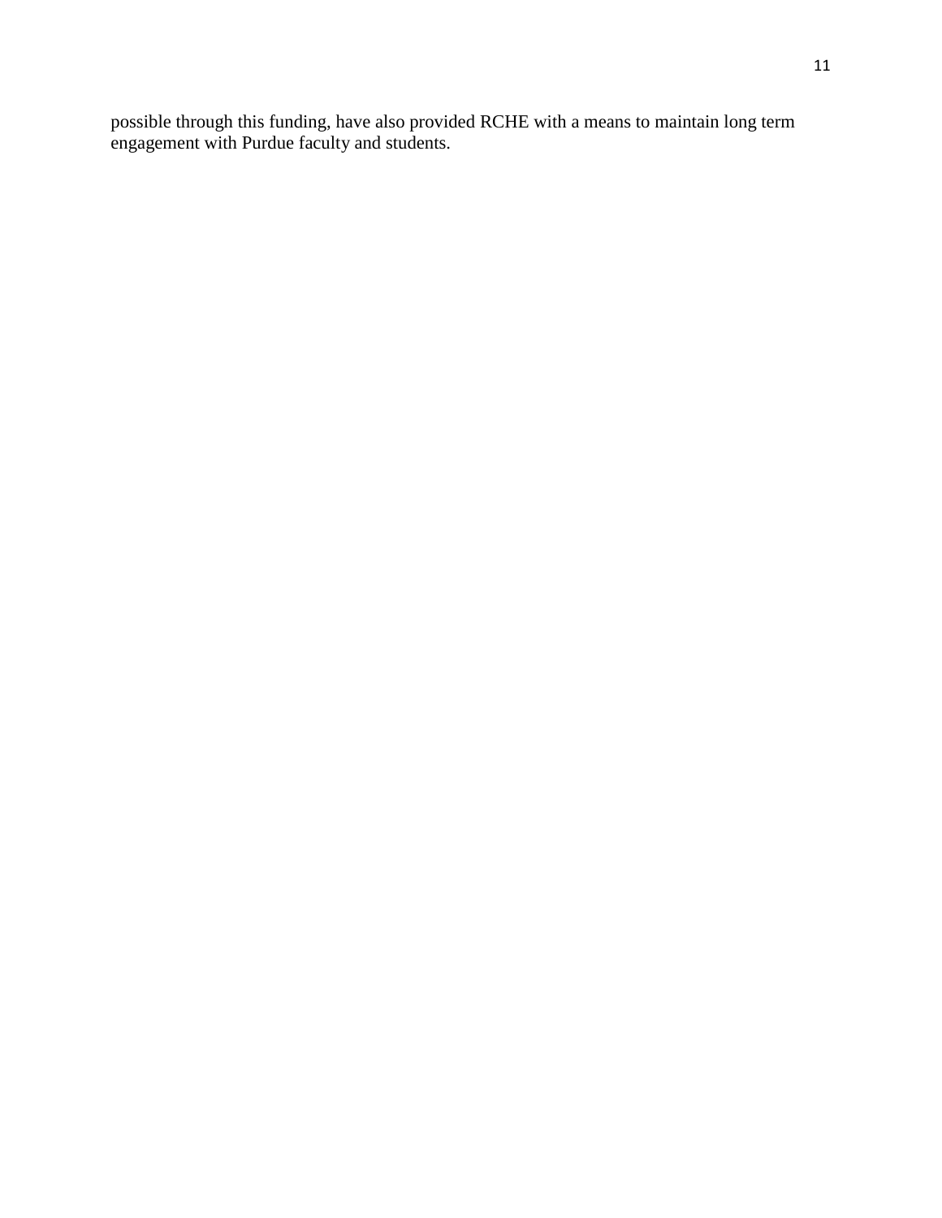possible through this funding, have also provided RCHE with a means to maintain long term engagement with Purdue faculty and students.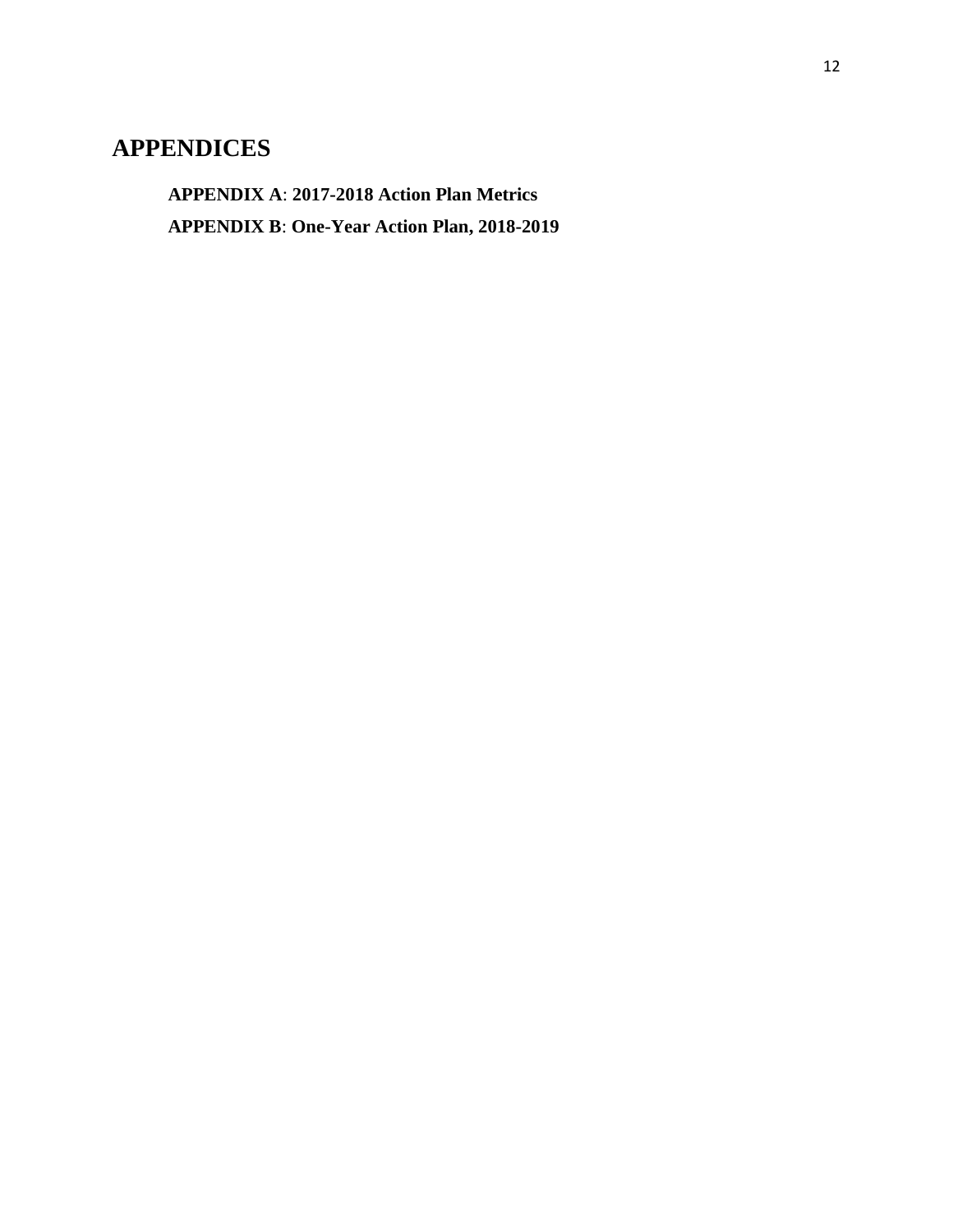# APPENDICES

**APPENDIX A**: **2017-2018 Action Plan Metrics**

**APPENDIX B**: **One-Year Action Plan, 2018-2019**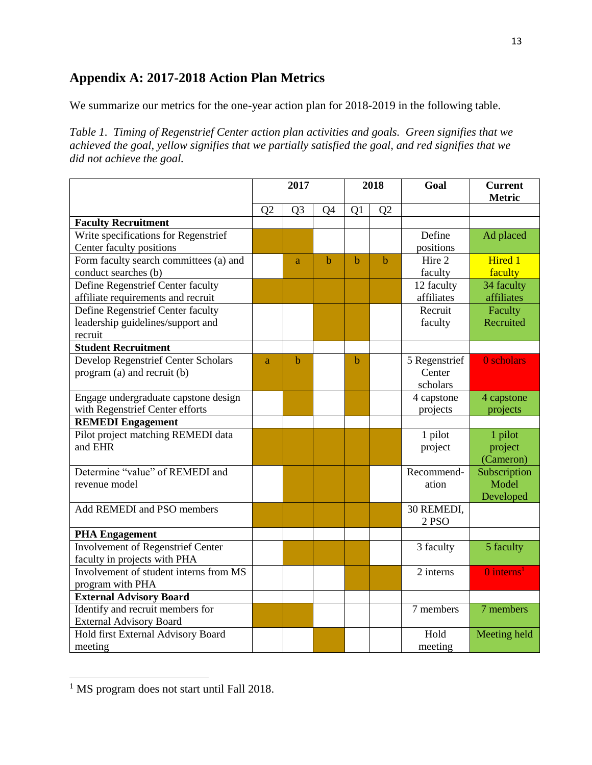## Appendix A: 2017-2018 Action Plan Metrics

We summarize our metrics for the one-year action plan for 2018-2019 in the following table.

*Table 1. Timing of Regenstrief Center action plan activities and goals. Green signifies that we achieved the goal, yellow signifies that we partially satisfied the goal, and red signifies that we did not achieve the goal.*

| | 2017 | | | 2018 | | Goal | Current Metric |
|---|---|---|---|---|---|---|---|
| | Q2 | Q3 | Q4 | Q1 | Q2 | | |
| **Faculty Recruitment** | | | | | | | |
| Write specifications for Regenstrief Center faculty positions | | | | | | Define positions | Ad placed |
| Form faculty search committees (a) and conduct searches (b) | | a | b | b | b | Hire 2 faculty | Hired 1 faculty |
| Define Regenstrief Center faculty affiliate requirements and recruit | | | | | | 12 faculty affiliates | 34 faculty affiliates |
| Define Regenstrief Center faculty leadership guidelines/support and recruit | | | | | | Recruit faculty | Faculty Recruited |
| **Student Recruitment** | | | | | | | |
| Develop Regenstrief Center Scholars program (a) and recruit (b) | a | b | | b | | 5 Regenstrief Center scholars | 0 scholars |
| Engage undergraduate capstone design with Regenstrief Center efforts | | | | | | 4 capstone projects | 4 capstone projects |
| **REMEDI Engagement** | | | | | | | |
| Pilot project matching REMEDI data and EHR | | | | | | 1 pilot project | 1 pilot project (Cameron) |
| Determine "value" of REMEDI and revenue model | | | | | | Recommend-ation | Subscription Model Developed |
| Add REMEDI and PSO members | | | | | | 30 REMEDI, 2 PSO | |
| **PHA Engagement** | | | | | | | |
| Involvement of Regenstrief Center faculty in projects with PHA | | | | | | 3 faculty | 5 faculty |
| Involvement of student interns from MS program with PHA | | | | | | 2 interns | 0 interns[1] |
| **External Advisory Board** | | | | | | | |
| Identify and recruit members for External Advisory Board | | | | | | 7 members | 7 members |
| Hold first External Advisory Board meeting | | | | | | Hold meeting | Meeting held |

[1] MS program does not start until Fall 2018.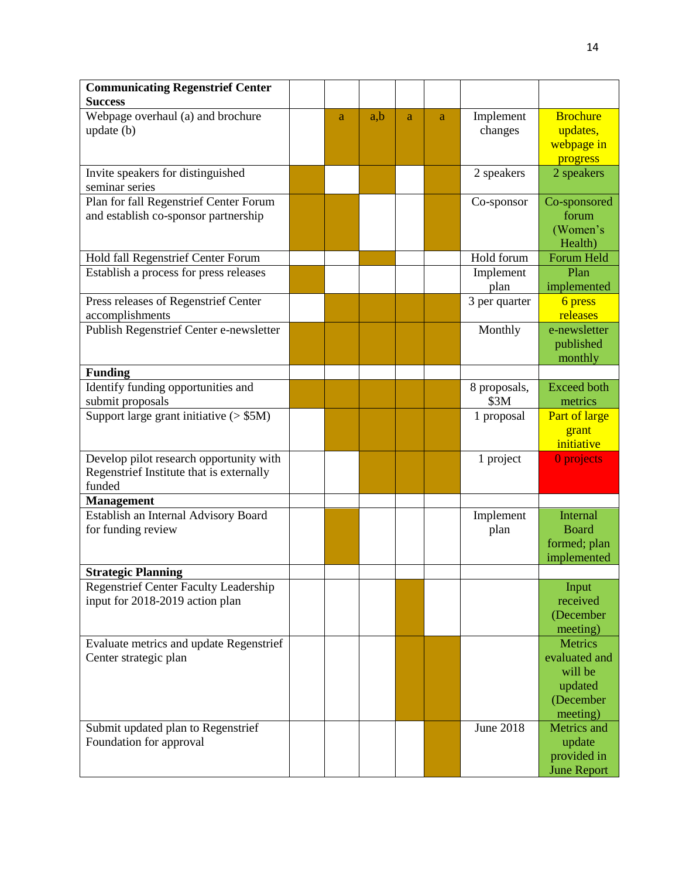| **Communicating Regenstrief Center Success** | | | | | | | |
|---|---|---|---|---|---|---|---|
| Webpage overhaul (a) and brochure update (b) | | a | a,b | a | a | Implement changes | Brochure updates, webpage in progress |
| Invite speakers for distinguished seminar series | | | | | | 2 speakers | 2 speakers |
| Plan for fall Regenstrief Center Forum and establish co-sponsor partnership | | | | | | Co-sponsor | Co-sponsored forum (Women's Health) |
| Hold fall Regenstrief Center Forum | | | | | | Hold forum | Forum Held |
| Establish a process for press releases | | | | | | Implement plan | Plan implemented |
| Press releases of Regenstrief Center accomplishments | | | | | | 3 per quarter | 6 press releases |
| Publish Regenstrief Center e-newsletter | | | | | | Monthly | e-newsletter published monthly |
| **Funding** | | | | | | | |
| Identify funding opportunities and submit proposals | | | | | | 8 proposals, $3M | Exceed both metrics |
| Support large grant initiative (> $5M) | | | | | | 1 proposal | Part of large grant initiative |
| Develop pilot research opportunity with Regenstrief Institute that is externally funded | | | | | | 1 project | 0 projects |
| **Management** | | | | | | | |
| Establish an Internal Advisory Board for funding review | | | | | | Implement plan | Internal Board formed; plan implemented |
| **Strategic Planning** | | | | | | | |
| Regenstrief Center Faculty Leadership input for 2018-2019 action plan | | | | | | | Input received (December meeting) |
| Evaluate metrics and update Regenstrief Center strategic plan | | | | | | | Metrics evaluated and will be updated (December meeting) |
| Submit updated plan to Regenstrief Foundation for approval | | | | | | June 2018 | Metrics and update provided in June Report |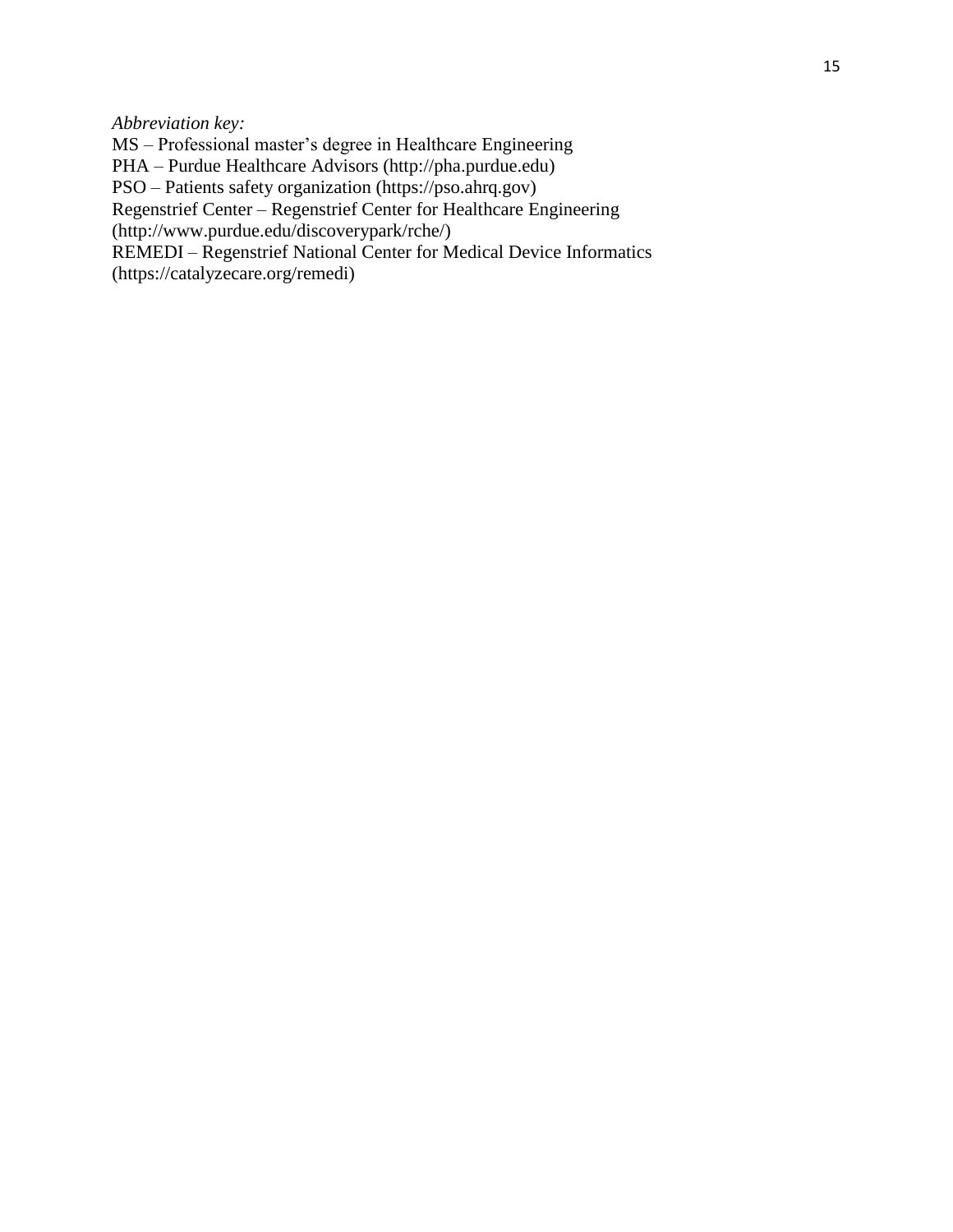*Abbreviation key:*

MS – Professional master's degree in Healthcare Engineering
PHA – Purdue Healthcare Advisors (http://pha.purdue.edu)
PSO – Patients safety organization (https://pso.ahrq.gov)
Regenstrief Center – Regenstrief Center for Healthcare Engineering (http://www.purdue.edu/discoverypark/rche/)
REMEDI – Regenstrief National Center for Medical Device Informatics (https://catalyzecare.org/remedi)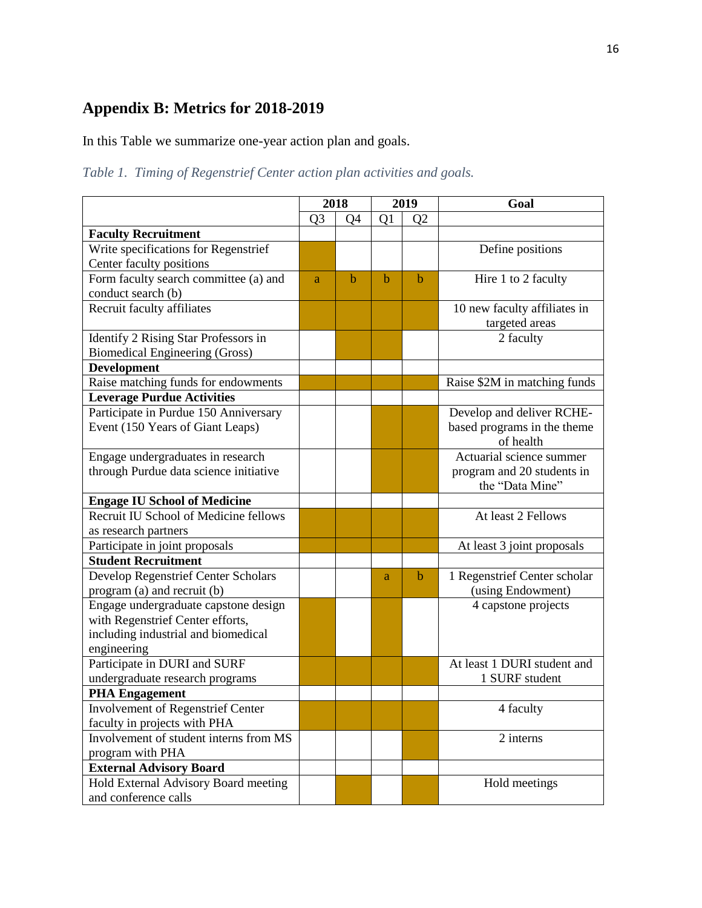## Appendix B: Metrics for 2018-2019

In this Table we summarize one-year action plan and goals.

*Table 1. Timing of Regenstrief Center action plan activities and goals.*

| | 2018 | | 2019 | | Goal |
|---|---|---|---|---|---|
| | Q3 | Q4 | Q1 | Q2 | |
| **Faculty Recruitment** | | | | | |
| Write specifications for Regenstrief Center faculty positions | | | | | Define positions |
| Form faculty search committee (a) and conduct search (b) | a | b | b | b | Hire 1 to 2 faculty |
| Recruit faculty affiliates | | | | | 10 new faculty affiliates in targeted areas |
| Identify 2 Rising Star Professors in Biomedical Engineering (Gross) | | | | | 2 faculty |
| **Development** | | | | | |
| Raise matching funds for endowments | | | | | Raise $2M in matching funds |
| **Leverage Purdue Activities** | | | | | |
| Participate in Purdue 150 Anniversary Event (150 Years of Giant Leaps) | | | | | Develop and deliver RCHE-based programs in the theme of health |
| Engage undergraduates in research through Purdue data science initiative | | | | | Actuarial science summer program and 20 students in the "Data Mine" |
| **Engage IU School of Medicine** | | | | | |
| Recruit IU School of Medicine fellows as research partners | | | | | At least 2 Fellows |
| Participate in joint proposals | | | | | At least 3 joint proposals |
| **Student Recruitment** | | | | | |
| Develop Regenstrief Center Scholars program (a) and recruit (b) | | | a | b | 1 Regenstrief Center scholar (using Endowment) |
| Engage undergraduate capstone design with Regenstrief Center efforts, including industrial and biomedical engineering | | | | | 4 capstone projects |
| Participate in DURI and SURF undergraduate research programs | | | | | At least 1 DURI student and 1 SURF student |
| **PHA Engagement** | | | | | |
| Involvement of Regenstrief Center faculty in projects with PHA | | | | | 4 faculty |
| Involvement of student interns from MS program with PHA | | | | | 2 interns |
| **External Advisory Board** | | | | | |
| Hold External Advisory Board meeting and conference calls | | | | | Hold meetings |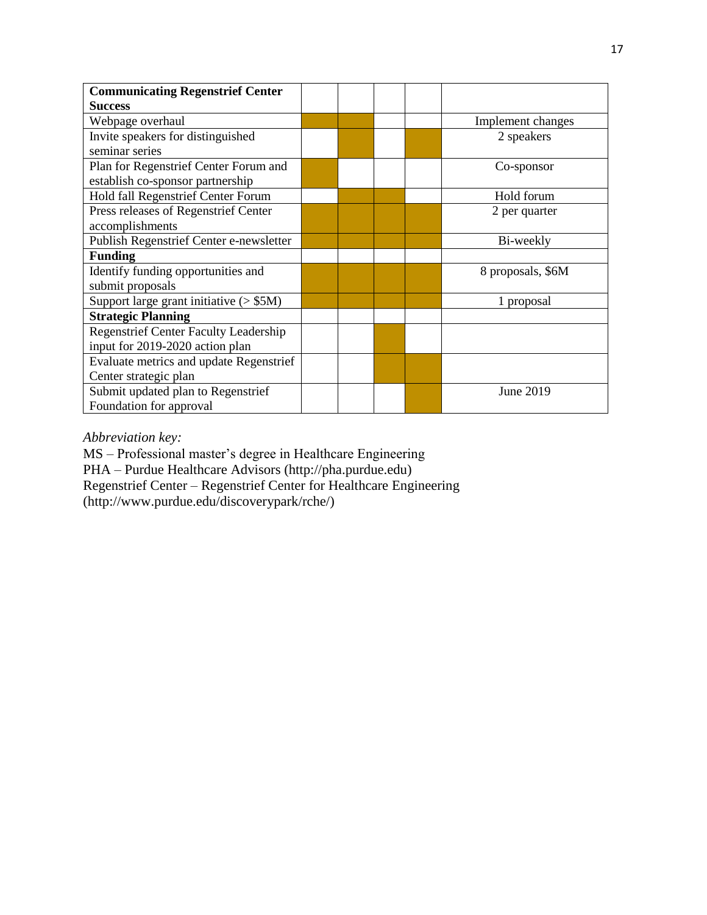| | | | | | |
|---|---|---|---|---|---|
| **Communicating Regenstrief Center Success** | | | | | |
| Webpage overhaul | | | | | Implement changes |
| Invite speakers for distinguished seminar series | | | | | 2 speakers |
| Plan for Regenstrief Center Forum and establish co-sponsor partnership | | | | | Co-sponsor |
| Hold fall Regenstrief Center Forum | | | | | Hold forum |
| Press releases of Regenstrief Center accomplishments | | | | | 2 per quarter |
| Publish Regenstrief Center e-newsletter | | | | | Bi-weekly |
| **Funding** | | | | | |
| Identify funding opportunities and submit proposals | | | | | 8 proposals, $6M |
| Support large grant initiative (> $5M) | | | | | 1 proposal |
| **Strategic Planning** | | | | | |
| Regenstrief Center Faculty Leadership input for 2019-2020 action plan | | | | | |
| Evaluate metrics and update Regenstrief Center strategic plan | | | | | |
| Submit updated plan to Regenstrief Foundation for approval | | | | | June 2019 |

*Abbreviation key:*

MS – Professional master's degree in Healthcare Engineering
PHA – Purdue Healthcare Advisors (http://pha.purdue.edu)
Regenstrief Center – Regenstrief Center for Healthcare Engineering (http://www.purdue.edu/discoverypark/rche/)